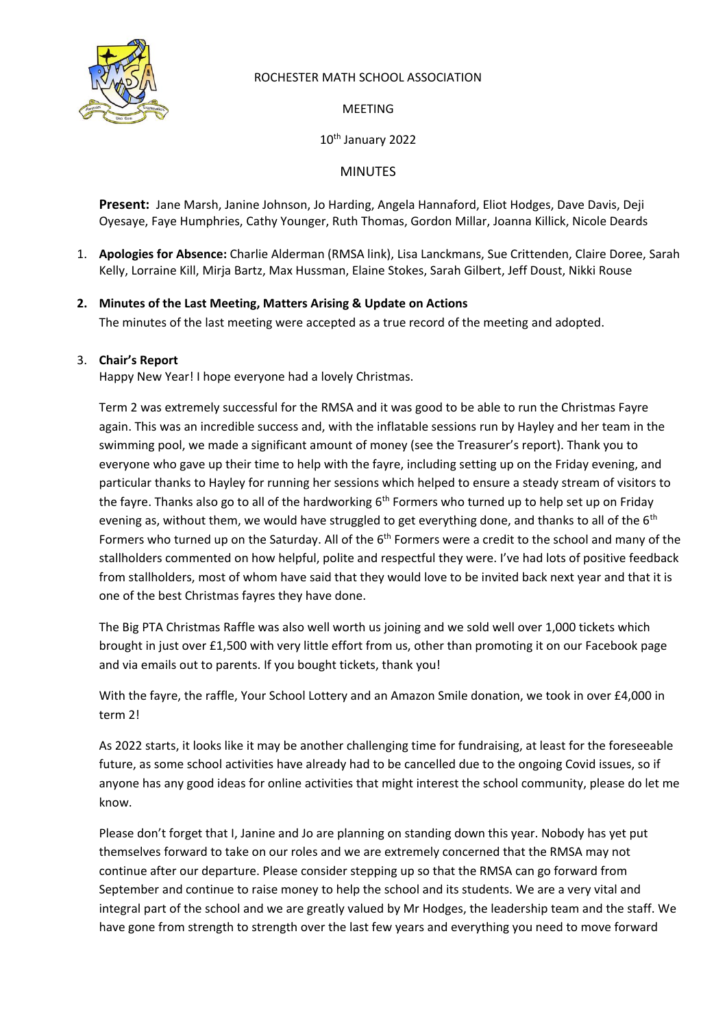ROCHESTER MATH SCHOOL ASSOCIATION

MEETING

10th January 2022

MINUTES

**Present:** Jane Marsh, Janine Johnson, Jo Harding, Angela Hannaford, Eliot Hodges, Dave Davis, Deji Oyesaye, Faye Humphries, Cathy Younger, Ruth Thomas, Gordon Millar, Joanna Killick, Nicole Deards

1. **Apologies for Absence:** Charlie Alderman (RMSA link), Lisa Lanckmans, Sue Crittenden, Claire Doree, Sarah Kelly, Lorraine Kill, Mirja Bartz, Max Hussman, Elaine Stokes, Sarah Gilbert, Jeff Doust, Nikki Rouse

2. **Minutes of the Last Meeting, Matters Arising & Update on Actions**

   The minutes of the last meeting were accepted as a true record of the meeting and adopted.

3. **Chair's Report**

   Happy New Year! I hope everyone had a lovely Christmas.

   Term 2 was extremely successful for the RMSA and it was good to be able to run the Christmas Fayre again. This was an incredible success and, with the inflatable sessions run by Hayley and her team in the swimming pool, we made a significant amount of money (see the Treasurer's report). Thank you to everyone who gave up their time to help with the fayre, including setting up on the Friday evening, and particular thanks to Hayley for running her sessions which helped to ensure a steady stream of visitors to the fayre. Thanks also go to all of the hardworking 6th Formers who turned up to help set up on Friday evening as, without them, we would have struggled to get everything done, and thanks to all of the 6th Formers who turned up on the Saturday. All of the 6th Formers were a credit to the school and many of the stallholders commented on how helpful, polite and respectful they were. I've had lots of positive feedback from stallholders, most of whom have said that they would love to be invited back next year and that it is one of the best Christmas fayres they have done.

   The Big PTA Christmas Raffle was also well worth us joining and we sold well over 1,000 tickets which brought in just over £1,500 with very little effort from us, other than promoting it on our Facebook page and via emails out to parents. If you bought tickets, thank you!

   With the fayre, the raffle, Your School Lottery and an Amazon Smile donation, we took in over £4,000 in term 2!

   As 2022 starts, it looks like it may be another challenging time for fundraising, at least for the foreseeable future, as some school activities have already had to be cancelled due to the ongoing Covid issues, so if anyone has any good ideas for online activities that might interest the school community, please do let me know.

   Please don't forget that I, Janine and Jo are planning on standing down this year. Nobody has yet put themselves forward to take on our roles and we are extremely concerned that the RMSA may not continue after our departure. Please consider stepping up so that the RMSA can go forward from September and continue to raise money to help the school and its students. We are a very vital and integral part of the school and we are greatly valued by Mr Hodges, the leadership team and the staff. We have gone from strength to strength over the last few years and everything you need to move forward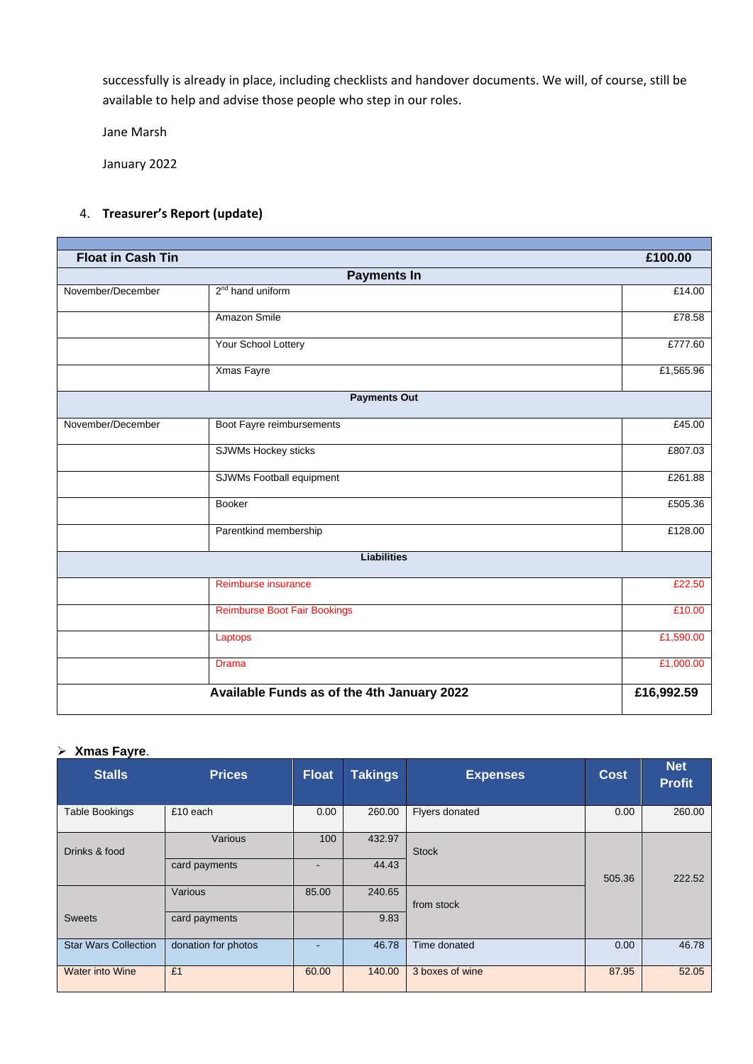successfully is already in place, including checklists and handover documents. We will, of course, still be available to help and advise those people who step in our roles.

Jane Marsh

January 2022

## 4. Treasurer's Report (update)

| **Float in Cash Tin** | | **£100.00** |
|---|---|---|
| **Payments In** | | |
| November/December | 2nd hand uniform | £14.00 |
| | Amazon Smile | £78.58 |
| | Your School Lottery | £777.60 |
| | Xmas Fayre | £1,565.96 |
| **Payments Out** | | |
| November/December | Boot Fayre reimbursements | £45.00 |
| | SJWMs Hockey sticks | £807.03 |
| | SJWMs Football equipment | £261.88 |
| | Booker | £505.36 |
| | Parentkind membership | £128.00 |
| **Liabilities** | | |
| | Reimburse insurance | £22.50 |
| | Reimburse Boot Fair Bookings | £10.00 |
| | Laptops | £1,590.00 |
| | Drama | £1,000.00 |
| **Available Funds as of the 4th January 2022** | | **£16,992.59** |

- **Xmas Fayre**.

| Stalls | Prices | Float | Takings | Expenses | Cost | Net Profit |
|---|---|---|---|---|---|---|
| Table Bookings | £10 each | 0.00 | 260.00 | Flyers donated | 0.00 | 260.00 |
| Drinks & food | Various | 100 | 432.97 | Stock | 505.36 | 222.52 |
| | card payments | - | 44.43 | | | |
| Sweets | Various | 85.00 | 240.65 | from stock | | |
| | card payments | | 9.83 | | | |
| Star Wars Collection | donation for photos | - | 46.78 | Time donated | 0.00 | 46.78 |
| Water into Wine | £1 | 60.00 | 140.00 | 3 boxes of wine | 87.95 | 52.05 |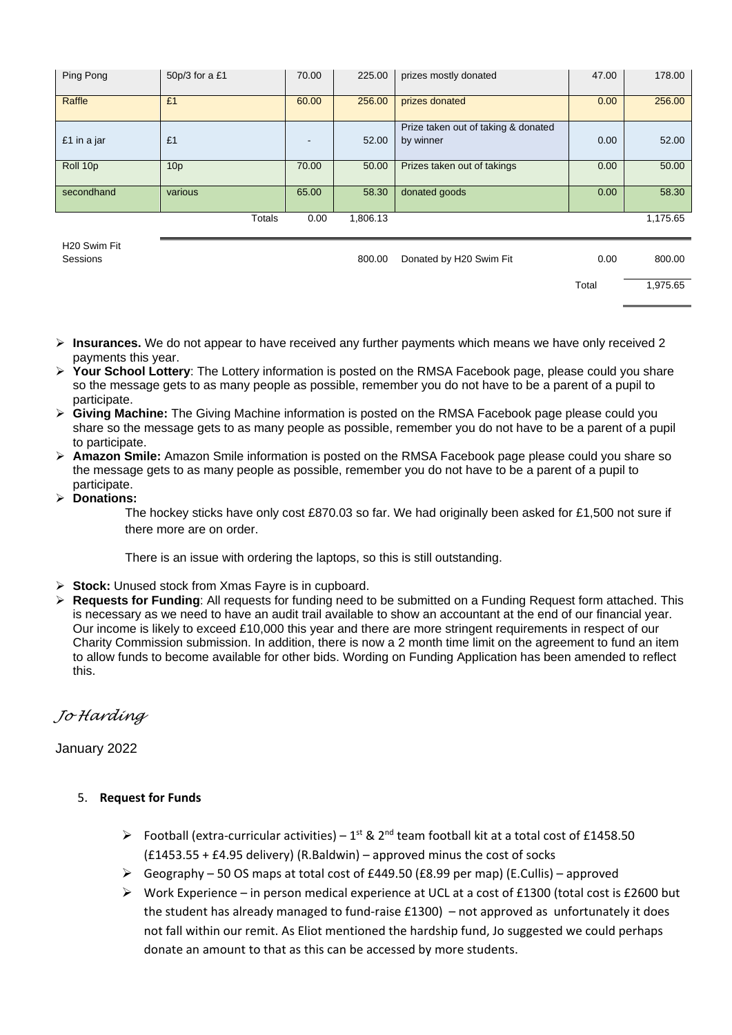| | | | | | | |
|---|---|---|---|---|---|---|
| Ping Pong | 50p/3 for a £1 | 70.00 | 225.00 | prizes mostly donated | 47.00 | 178.00 |
| Raffle | £1 | 60.00 | 256.00 | prizes donated | 0.00 | 256.00 |
| £1 in a jar | £1 | - | 52.00 | Prize taken out of taking & donated by winner | 0.00 | 52.00 |
| Roll 10p | 10p | 70.00 | 50.00 | Prizes taken out of takings | 0.00 | 50.00 |
| secondhand | various | 65.00 | 58.30 | donated goods | 0.00 | 58.30 |
| | Totals | 0.00 | 1,806.13 | | | 1,175.65 |
| H20 Swim Fit Sessions | | | 800.00 | Donated by H20 Swim Fit | 0.00 | 800.00 |
| | | | | | Total | 1,975.65 |

- **Insurances.** We do not appear to have received any further payments which means we have only received 2 payments this year.
- **Your School Lottery**: The Lottery information is posted on the RMSA Facebook page, please could you share so the message gets to as many people as possible, remember you do not have to be a parent of a pupil to participate.
- **Giving Machine:** The Giving Machine information is posted on the RMSA Facebook page please could you share so the message gets to as many people as possible, remember you do not have to be a parent of a pupil to participate.
- **Amazon Smile:** Amazon Smile information is posted on the RMSA Facebook page please could you share so the message gets to as many people as possible, remember you do not have to be a parent of a pupil to participate.
- **Donations:**

  The hockey sticks have only cost £870.03 so far. We had originally been asked for £1,500 not sure if there more are on order.

  There is an issue with ordering the laptops, so this is still outstanding.

- **Stock:** Unused stock from Xmas Fayre is in cupboard.
- **Requests for Funding**: All requests for funding need to be submitted on a Funding Request form attached. This is necessary as we need to have an audit trail available to show an accountant at the end of our financial year. Our income is likely to exceed £10,000 this year and there are more stringent requirements in respect of our Charity Commission submission. In addition, there is now a 2 month time limit on the agreement to fund an item to allow funds to become available for other bids. Wording on Funding Application has been amended to reflect this.

*Jo Harding*

January 2022

5. **Request for Funds**

   - Football (extra-curricular activities) – 1st & 2nd team football kit at a total cost of £1458.50 (£1453.55 + £4.95 delivery) (R.Baldwin) – approved minus the cost of socks
   - Geography – 50 OS maps at total cost of £449.50 (£8.99 per map) (E.Cullis) – approved
   - Work Experience – in person medical experience at UCL at a cost of £1300 (total cost is £2600 but the student has already managed to fund-raise £1300) – not approved as unfortunately it does not fall within our remit. As Eliot mentioned the hardship fund, Jo suggested we could perhaps donate an amount to that as this can be accessed by more students.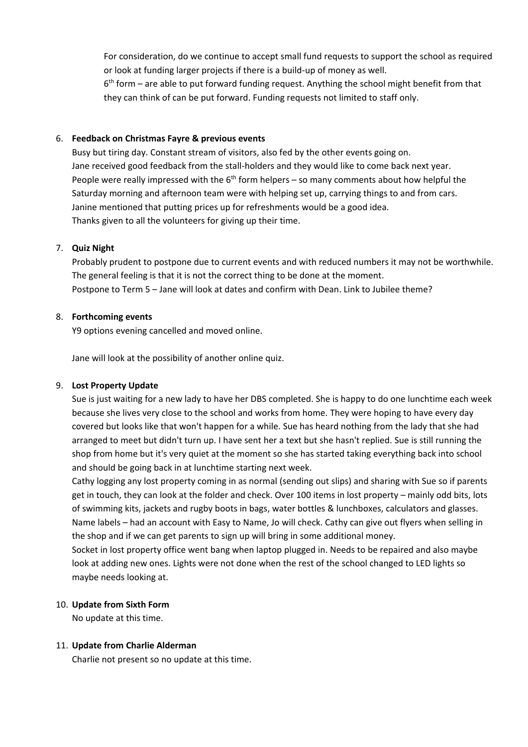For consideration, do we continue to accept small fund requests to support the school as required or look at funding larger projects if there is a build-up of money as well.
6th form – are able to put forward funding request. Anything the school might benefit from that they can think of can be put forward. Funding requests not limited to staff only.

6. **Feedback on Christmas Fayre & previous events**
   Busy but tiring day. Constant stream of visitors, also fed by the other events going on.
   Jane received good feedback from the stall-holders and they would like to come back next year.
   People were really impressed with the 6th form helpers – so many comments about how helpful the Saturday morning and afternoon team were with helping set up, carrying things to and from cars.
   Janine mentioned that putting prices up for refreshments would be a good idea.
   Thanks given to all the volunteers for giving up their time.

7. **Quiz Night**
   Probably prudent to postpone due to current events and with reduced numbers it may not be worthwhile. The general feeling is that it is not the correct thing to be done at the moment.
   Postpone to Term 5 – Jane will look at dates and confirm with Dean. Link to Jubilee theme?

8. **Forthcoming events**
   Y9 options evening cancelled and moved online.

   Jane will look at the possibility of another online quiz.

9. **Lost Property Update**
   Sue is just waiting for a new lady to have her DBS completed. She is happy to do one lunchtime each week because she lives very close to the school and works from home. They were hoping to have every day covered but looks like that won't happen for a while. Sue has heard nothing from the lady that she had arranged to meet but didn't turn up. I have sent her a text but she hasn't replied. Sue is still running the shop from home but it's very quiet at the moment so she has started taking everything back into school and should be going back in at lunchtime starting next week.
   Cathy logging any lost property coming in as normal (sending out slips) and sharing with Sue so if parents get in touch, they can look at the folder and check. Over 100 items in lost property – mainly odd bits, lots of swimming kits, jackets and rugby boots in bags, water bottles & lunchboxes, calculators and glasses.
   Name labels – had an account with Easy to Name, Jo will check. Cathy can give out flyers when selling in the shop and if we can get parents to sign up will bring in some additional money.
   Socket in lost property office went bang when laptop plugged in. Needs to be repaired and also maybe look at adding new ones. Lights were not done when the rest of the school changed to LED lights so maybe needs looking at.

10. **Update from Sixth Form**
    No update at this time.

11. **Update from Charlie Alderman**
    Charlie not present so no update at this time.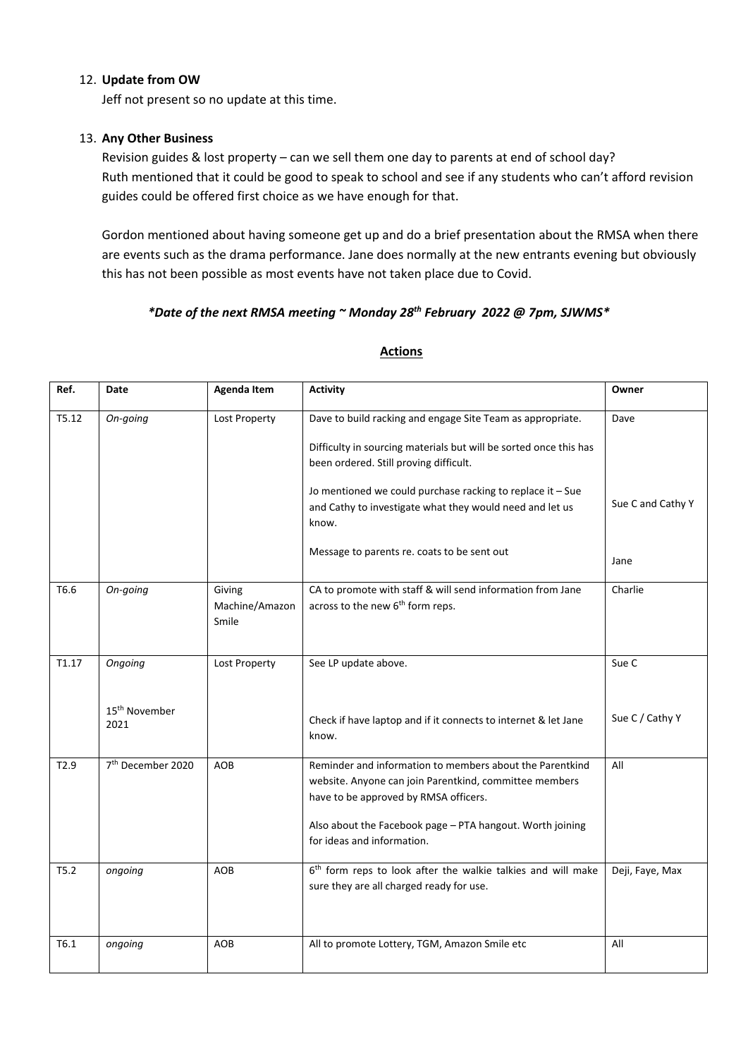12. **Update from OW**

    Jeff not present so no update at this time.

13. **Any Other Business**

    Revision guides & lost property – can we sell them one day to parents at end of school day?
    Ruth mentioned that it could be good to speak to school and see if any students who can't afford revision guides could be offered first choice as we have enough for that.

    Gordon mentioned about having someone get up and do a brief presentation about the RMSA when there are events such as the drama performance. Jane does normally at the new entrants evening but obviously this has not been possible as most events have not taken place due to Covid.

***Date of the next RMSA meeting ~ Monday 28th February 2022 @ 7pm, SJWMS***

## **Actions**

| Ref. | Date | Agenda Item | Activity | Owner |
|---|---|---|---|---|
| T5.12 | *On-going* | Lost Property | Dave to build racking and engage Site Team as appropriate.<br><br>Difficulty in sourcing materials but will be sorted once this has been ordered. Still proving difficult.<br><br>Jo mentioned we could purchase racking to replace it – Sue and Cathy to investigate what they would need and let us know.<br><br>Message to parents re. coats to be sent out | Dave<br><br>Sue C and Cathy Y<br><br>Jane |
| T6.6 | *On-going* | Giving Machine/Amazon Smile | CA to promote with staff & will send information from Jane across to the new 6th form reps. | Charlie |
| T1.17 | *Ongoing*<br><br>15th November 2021 | Lost Property | See LP update above.<br><br>Check if have laptop and if it connects to internet & let Jane know. | Sue C<br><br>Sue C / Cathy Y |
| T2.9 | 7th December 2020 | AOB | Reminder and information to members about the Parentkind website. Anyone can join Parentkind, committee members have to be approved by RMSA officers.<br><br>Also about the Facebook page – PTA hangout. Worth joining for ideas and information. | All |
| T5.2 | *ongoing* | AOB | 6th form reps to look after the walkie talkies and will make sure they are all charged ready for use. | Deji, Faye, Max |
| T6.1 | *ongoing* | AOB | All to promote Lottery, TGM, Amazon Smile etc | All |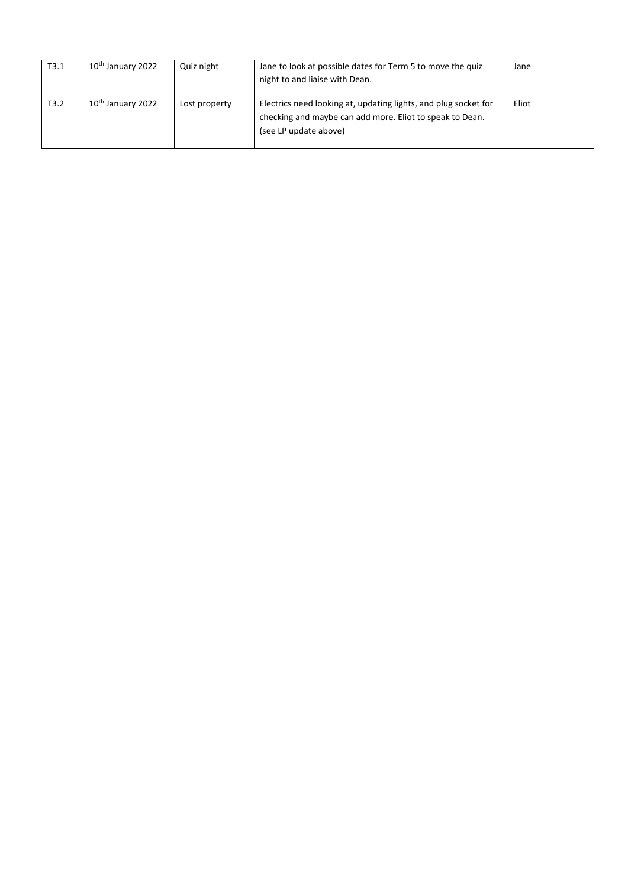| | | | | |
|---|---|---|---|---|
| T3.1 | 10th January 2022 | Quiz night | Jane to look at possible dates for Term 5 to move the quiz night to and liaise with Dean. | Jane |
| T3.2 | 10th January 2022 | Lost property | Electrics need looking at, updating lights, and plug socket for checking and maybe can add more. Eliot to speak to Dean. (see LP update above) | Eliot |